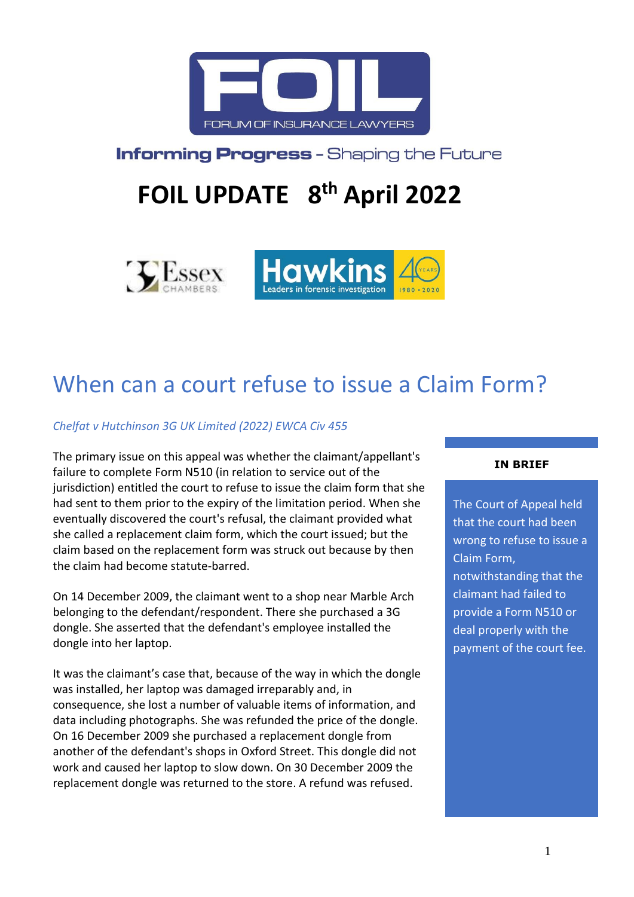FOIL

FORUM OF INSURANCE LAWYERS

**Informing Progress** - Shaping the Future

# FOIL UPDATE 8th April 2022

Essex CHAMBERS

Hawkins Leaders in forensic investigation 40 YEARS 1980 • 2020

## When can a court refuse to issue a Claim Form?

*Chelfat v Hutchinson 3G UK Limited (2022) EWCA Civ 455*

The primary issue on this appeal was whether the claimant/appellant's failure to complete Form N510 (in relation to service out of the jurisdiction) entitled the court to refuse to issue the claim form that she had sent to them prior to the expiry of the limitation period. When she eventually discovered the court's refusal, the claimant provided what she called a replacement claim form, which the court issued; but the claim based on the replacement form was struck out because by then the claim had become statute-barred.

On 14 December 2009, the claimant went to a shop near Marble Arch belonging to the defendant/respondent. There she purchased a 3G dongle. She asserted that the defendant's employee installed the dongle into her laptop.

It was the claimant's case that, because of the way in which the dongle was installed, her laptop was damaged irreparably and, in consequence, she lost a number of valuable items of information, and data including photographs. She was refunded the price of the dongle. On 16 December 2009 she purchased a replacement dongle from another of the defendant's shops in Oxford Street. This dongle did not work and caused her laptop to slow down. On 30 December 2009 the replacement dongle was returned to the store. A refund was refused.

**IN BRIEF**

The Court of Appeal held that the court had been wrong to refuse to issue a Claim Form, notwithstanding that the claimant had failed to provide a Form N510 or deal properly with the payment of the court fee.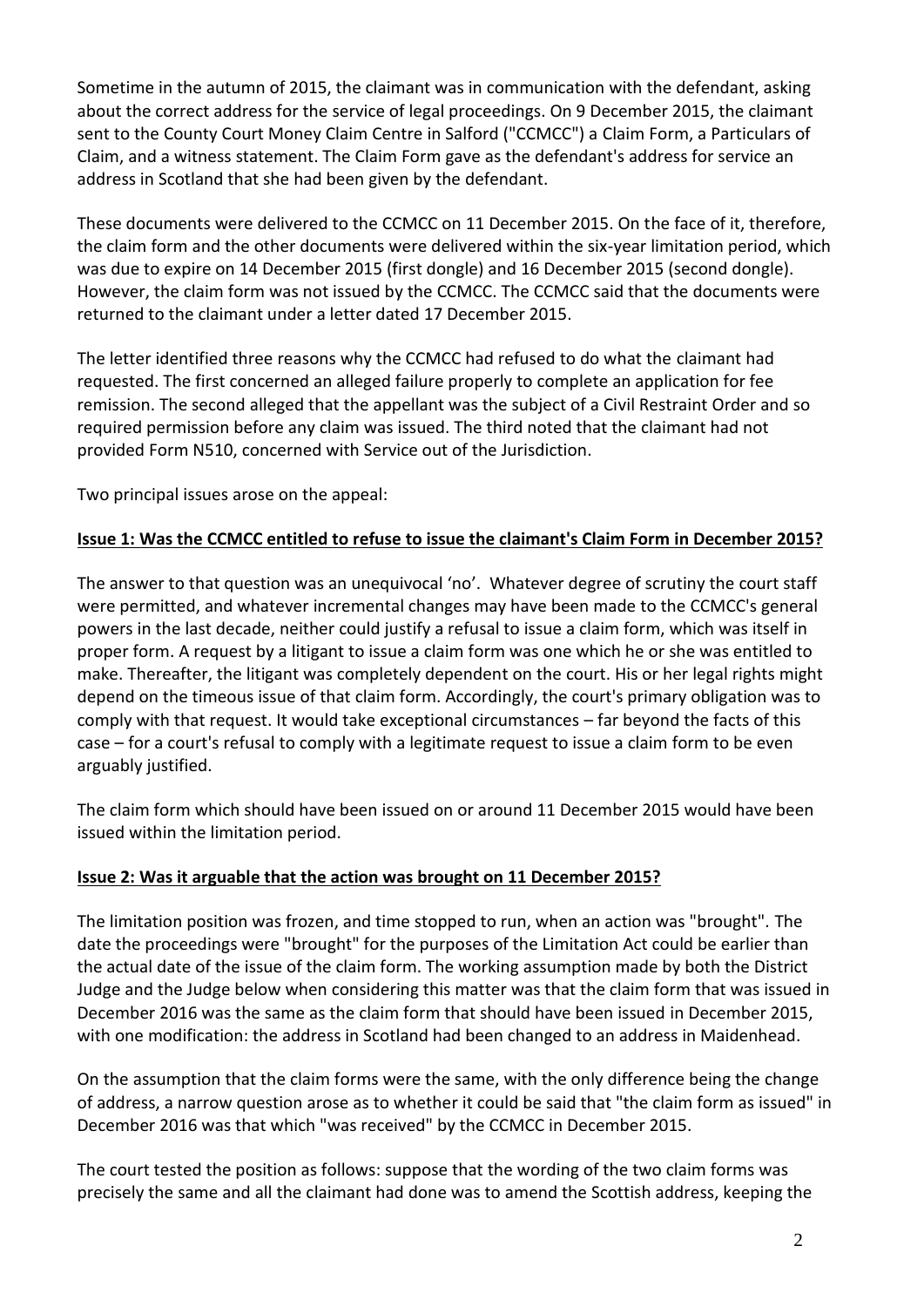Sometime in the autumn of 2015, the claimant was in communication with the defendant, asking about the correct address for the service of legal proceedings. On 9 December 2015, the claimant sent to the County Court Money Claim Centre in Salford ("CCMCC") a Claim Form, a Particulars of Claim, and a witness statement. The Claim Form gave as the defendant's address for service an address in Scotland that she had been given by the defendant.

These documents were delivered to the CCMCC on 11 December 2015. On the face of it, therefore, the claim form and the other documents were delivered within the six-year limitation period, which was due to expire on 14 December 2015 (first dongle) and 16 December 2015 (second dongle). However, the claim form was not issued by the CCMCC. The CCMCC said that the documents were returned to the claimant under a letter dated 17 December 2015.

The letter identified three reasons why the CCMCC had refused to do what the claimant had requested. The first concerned an alleged failure properly to complete an application for fee remission. The second alleged that the appellant was the subject of a Civil Restraint Order and so required permission before any claim was issued. The third noted that the claimant had not provided Form N510, concerned with Service out of the Jurisdiction.

Two principal issues arose on the appeal:

**Issue 1: Was the CCMCC entitled to refuse to issue the claimant's Claim Form in December 2015?**

The answer to that question was an unequivocal 'no'. Whatever degree of scrutiny the court staff were permitted, and whatever incremental changes may have been made to the CCMCC's general powers in the last decade, neither could justify a refusal to issue a claim form, which was itself in proper form. A request by a litigant to issue a claim form was one which he or she was entitled to make. Thereafter, the litigant was completely dependent on the court. His or her legal rights might depend on the timeous issue of that claim form. Accordingly, the court's primary obligation was to comply with that request. It would take exceptional circumstances – far beyond the facts of this case – for a court's refusal to comply with a legitimate request to issue a claim form to be even arguably justified.

The claim form which should have been issued on or around 11 December 2015 would have been issued within the limitation period.

**Issue 2: Was it arguable that the action was brought on 11 December 2015?**

The limitation position was frozen, and time stopped to run, when an action was "brought". The date the proceedings were "brought" for the purposes of the Limitation Act could be earlier than the actual date of the issue of the claim form. The working assumption made by both the District Judge and the Judge below when considering this matter was that the claim form that was issued in December 2016 was the same as the claim form that should have been issued in December 2015, with one modification: the address in Scotland had been changed to an address in Maidenhead.

On the assumption that the claim forms were the same, with the only difference being the change of address, a narrow question arose as to whether it could be said that "the claim form as issued" in December 2016 was that which "was received" by the CCMCC in December 2015.

The court tested the position as follows: suppose that the wording of the two claim forms was precisely the same and all the claimant had done was to amend the Scottish address, keeping the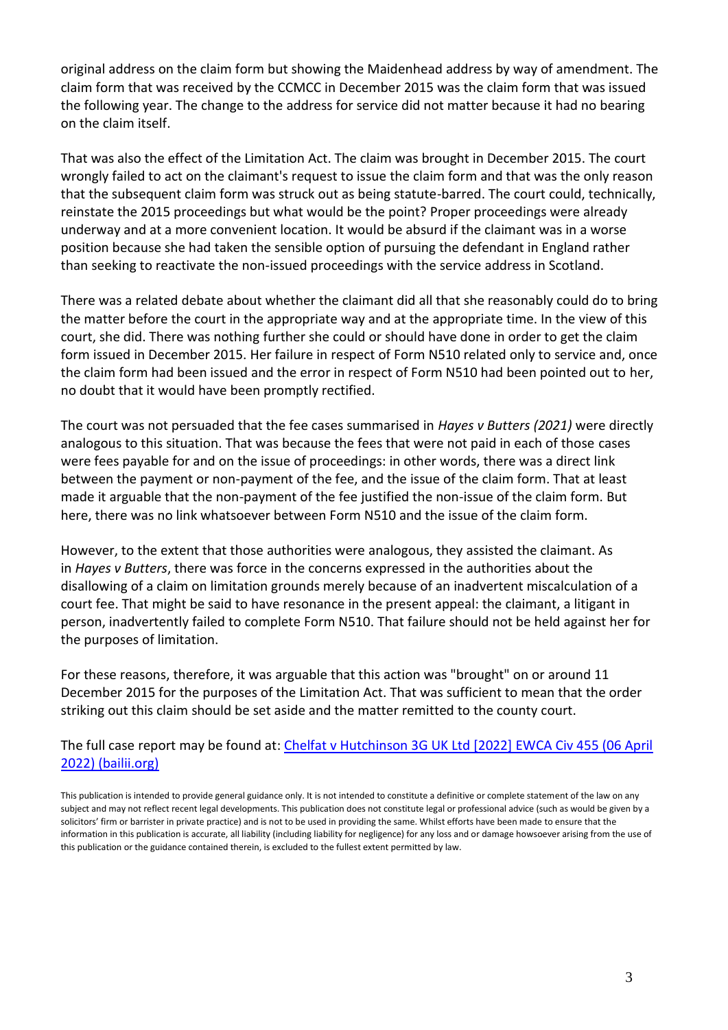original address on the claim form but showing the Maidenhead address by way of amendment. The claim form that was received by the CCMCC in December 2015 was the claim form that was issued the following year. The change to the address for service did not matter because it had no bearing on the claim itself.

That was also the effect of the Limitation Act. The claim was brought in December 2015. The court wrongly failed to act on the claimant's request to issue the claim form and that was the only reason that the subsequent claim form was struck out as being statute-barred. The court could, technically, reinstate the 2015 proceedings but what would be the point? Proper proceedings were already underway and at a more convenient location. It would be absurd if the claimant was in a worse position because she had taken the sensible option of pursuing the defendant in England rather than seeking to reactivate the non-issued proceedings with the service address in Scotland.

There was a related debate about whether the claimant did all that she reasonably could do to bring the matter before the court in the appropriate way and at the appropriate time. In the view of this court, she did. There was nothing further she could or should have done in order to get the claim form issued in December 2015. Her failure in respect of Form N510 related only to service and, once the claim form had been issued and the error in respect of Form N510 had been pointed out to her, no doubt that it would have been promptly rectified.

The court was not persuaded that the fee cases summarised in *Hayes v Butters (2021)* were directly analogous to this situation. That was because the fees that were not paid in each of those cases were fees payable for and on the issue of proceedings: in other words, there was a direct link between the payment or non-payment of the fee, and the issue of the claim form. That at least made it arguable that the non-payment of the fee justified the non-issue of the claim form. But here, there was no link whatsoever between Form N510 and the issue of the claim form.

However, to the extent that those authorities were analogous, they assisted the claimant. As in *Hayes v Butters*, there was force in the concerns expressed in the authorities about the disallowing of a claim on limitation grounds merely because of an inadvertent miscalculation of a court fee. That might be said to have resonance in the present appeal: the claimant, a litigant in person, inadvertently failed to complete Form N510. That failure should not be held against her for the purposes of limitation.

For these reasons, therefore, it was arguable that this action was "brought" on or around 11 December 2015 for the purposes of the Limitation Act. That was sufficient to mean that the order striking out this claim should be set aside and the matter remitted to the county court.

The full case report may be found at: [Chelfat v Hutchinson 3G UK Ltd [2022] EWCA Civ 455 (06 April 2022) (bailii.org)]

This publication is intended to provide general guidance only. It is not intended to constitute a definitive or complete statement of the law on any subject and may not reflect recent legal developments. This publication does not constitute legal or professional advice (such as would be given by a solicitors' firm or barrister in private practice) and is not to be used in providing the same. Whilst efforts have been made to ensure that the information in this publication is accurate, all liability (including liability for negligence) for any loss and or damage howsoever arising from the use of this publication or the guidance contained therein, is excluded to the fullest extent permitted by law.